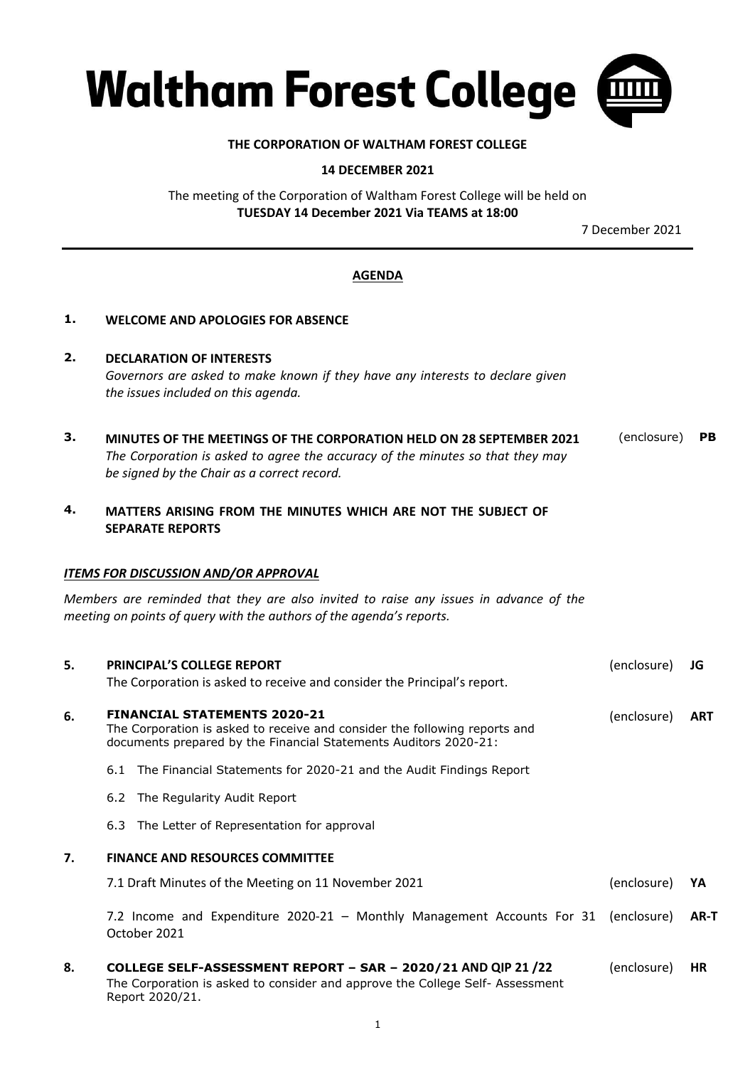# Waltham Forest College

**THE CORPORATION OF WALTHAM FOREST COLLEGE**

**14 DECEMBER 2021**

The meeting of the Corporation of Waltham Forest College will be held on
**TUESDAY 14 December 2021 Via TEAMS at 18:00**

7 December 2021

---

## AGENDA

**1. WELCOME AND APOLOGIES FOR ABSENCE**

**2. DECLARATION OF INTERESTS**
*Governors are asked to make known if they have any interests to declare given the issues included on this agenda.*

**3. MINUTES OF THE MEETINGS OF THE CORPORATION HELD ON 28 SEPTEMBER 2021** (enclosure) **PB**
*The Corporation is asked to agree the accuracy of the minutes so that they may be signed by the Chair as a correct record.*

**4. MATTERS ARISING FROM THE MINUTES WHICH ARE NOT THE SUBJECT OF SEPARATE REPORTS**

***ITEMS FOR DISCUSSION AND/OR APPROVAL***

*Members are reminded that they are also invited to raise any issues in advance of the meeting on points of query with the authors of the agenda's reports.*

**5. PRINCIPAL'S COLLEGE REPORT** (enclosure) **JG**
The Corporation is asked to receive and consider the Principal's report.

**6. FINANCIAL STATEMENTS 2020-21** (enclosure) **ART**
The Corporation is asked to receive and consider the following reports and documents prepared by the Financial Statements Auditors 2020-21:

6.1 The Financial Statements for 2020-21 and the Audit Findings Report

6.2 The Regularity Audit Report

6.3 The Letter of Representation for approval

**7. FINANCE AND RESOURCES COMMITTEE**

7.1 Draft Minutes of the Meeting on 11 November 2021 (enclosure) **YA**

7.2 Income and Expenditure 2020-21 – Monthly Management Accounts For 31 October 2021 (enclosure) **AR-T**

**8. COLLEGE SELF-ASSESSMENT REPORT – SAR – 2020/21 AND QIP 21 /22** (enclosure) **HR**
The Corporation is asked to consider and approve the College Self- Assessment Report 2020/21.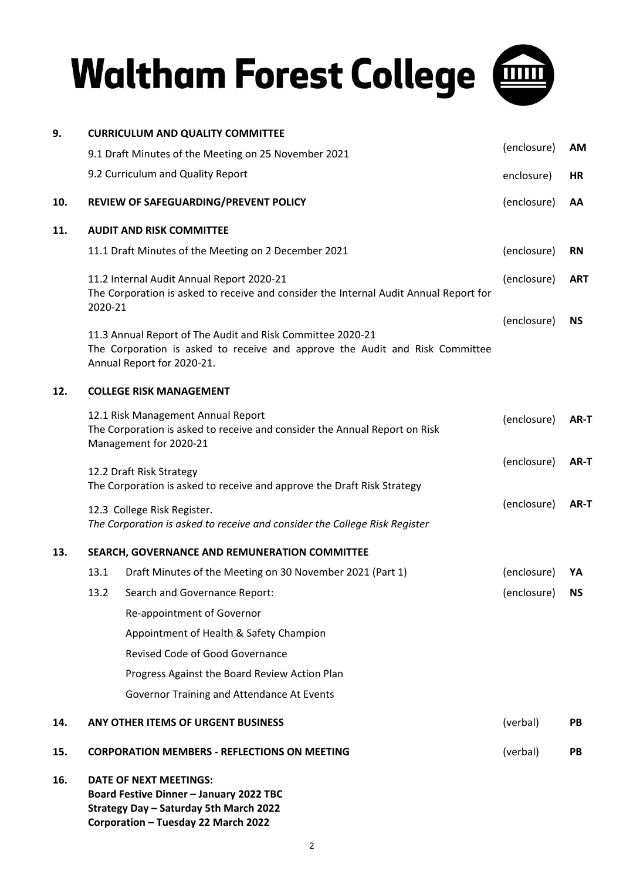# Waltham Forest College

| | | | |
|---|---|---|---|
| **9.** | **CURRICULUM AND QUALITY COMMITTEE** | | |
| | 9.1 Draft Minutes of the Meeting on 25 November 2021 | (enclosure) | **AM** |
| | 9.2 Curriculum and Quality Report | enclosure) | **HR** |
| **10.** | **REVIEW OF SAFEGUARDING/PREVENT POLICY** | (enclosure) | **AA** |
| **11.** | **AUDIT AND RISK COMMITTEE** | | |
| | 11.1 Draft Minutes of the Meeting on 2 December 2021 | (enclosure) | **RN** |
| | 11.2 Internal Audit Annual Report 2020-21<br>The Corporation is asked to receive and consider the Internal Audit Annual Report for 2020-21 | (enclosure) | **ART** |
| | 11.3 Annual Report of The Audit and Risk Committee 2020-21<br>The Corporation is asked to receive and approve the Audit and Risk Committee Annual Report for 2020-21. | (enclosure) | **NS** |
| **12.** | **COLLEGE RISK MANAGEMENT** | | |
| | 12.1 Risk Management Annual Report<br>The Corporation is asked to receive and consider the Annual Report on Risk Management for 2020-21 | (enclosure) | **AR-T** |
| | 12.2 Draft Risk Strategy<br>The Corporation is asked to receive and approve the Draft Risk Strategy | (enclosure) | **AR-T** |
| | 12.3 College Risk Register.<br>*The Corporation is asked to receive and consider the College Risk Register* | (enclosure) | **AR-T** |
| **13.** | **SEARCH, GOVERNANCE AND REMUNERATION COMMITTEE** | | |
| | 13.1 Draft Minutes of the Meeting on 30 November 2021 (Part 1) | (enclosure) | **YA** |
| | 13.2 Search and Governance Report:<br>Re-appointment of Governor<br>Appointment of Health & Safety Champion<br>Revised Code of Good Governance<br>Progress Against the Board Review Action Plan<br>Governor Training and Attendance At Events | (enclosure) | **NS** |
| **14.** | **ANY OTHER ITEMS OF URGENT BUSINESS** | (verbal) | **PB** |
| **15.** | **CORPORATION MEMBERS - REFLECTIONS ON MEETING** | (verbal) | **PB** |
| **16.** | **DATE OF NEXT MEETINGS:**<br>**Board Festive Dinner – January 2022 TBC**<br>**Strategy Day – Saturday 5th March 2022**<br>**Corporation – Tuesday 22 March 2022** | | |